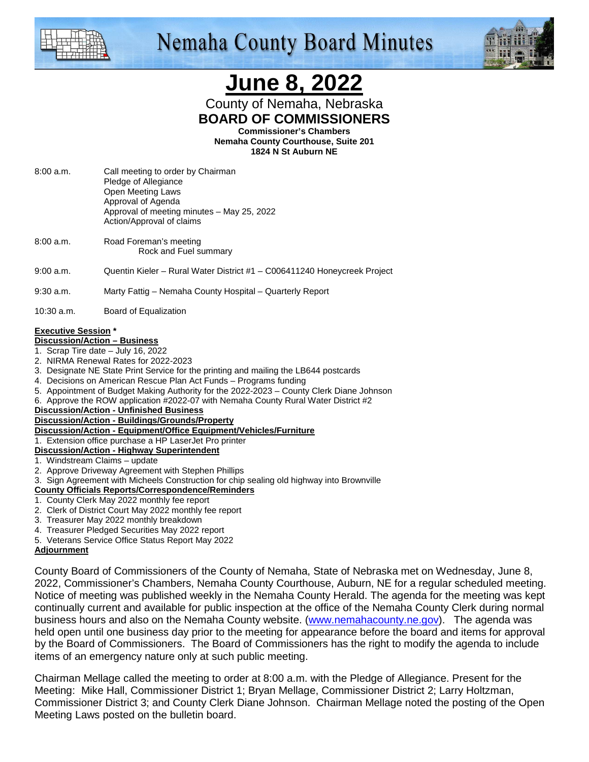# Nemaha County Board Minutes

# June 8, 2022

County of Nemaha, Nebraska
**BOARD OF COMMISSIONERS**
**Commissioner's Chambers**
**Nemaha County Courthouse, Suite 201**
**1824 N St Auburn NE**

8:00 a.m. Call meeting to order by Chairman
Pledge of Allegiance
Open Meeting Laws
Approval of Agenda
Approval of meeting minutes – May 25, 2022
Action/Approval of claims

8:00 a.m. Road Foreman's meeting
Rock and Fuel summary

9:00 a.m. Quentin Kieler – Rural Water District #1 – C006411240 Honeycreek Project

9:30 a.m. Marty Fattig – Nemaha County Hospital – Quarterly Report

10:30 a.m. Board of Equalization

**Executive Session** *

**Discussion/Action – Business**

1. Scrap Tire date – July 16, 2022
2. NIRMA Renewal Rates for 2022-2023
3. Designate NE State Print Service for the printing and mailing the LB644 postcards
4. Decisions on American Rescue Plan Act Funds – Programs funding
5. Appointment of Budget Making Authority for the 2022-2023 – County Clerk Diane Johnson
6. Approve the ROW application #2022-07 with Nemaha County Rural Water District #2

**Discussion/Action - Unfinished Business**

**Discussion/Action - Buildings/Grounds/Property**

**Discussion/Action - Equipment/Office Equipment/Vehicles/Furniture**

1. Extension office purchase a HP LaserJet Pro printer

**Discussion/Action - Highway Superintendent**

1. Windstream Claims – update
2. Approve Driveway Agreement with Stephen Phillips
3. Sign Agreement with Micheels Construction for chip sealing old highway into Brownville

**County Officials Reports/Correspondence/Reminders**

1. County Clerk May 2022 monthly fee report
2. Clerk of District Court May 2022 monthly fee report
3. Treasurer May 2022 monthly breakdown
4. Treasurer Pledged Securities May 2022 report
5. Veterans Service Office Status Report May 2022

**Adjournment**

County Board of Commissioners of the County of Nemaha, State of Nebraska met on Wednesday, June 8, 2022, Commissioner's Chambers, Nemaha County Courthouse, Auburn, NE for a regular scheduled meeting. Notice of meeting was published weekly in the Nemaha County Herald. The agenda for the meeting was kept continually current and available for public inspection at the office of the Nemaha County Clerk during normal business hours and also on the Nemaha County website. (www.nemahacounty.ne.gov). The agenda was held open until one business day prior to the meeting for appearance before the board and items for approval by the Board of Commissioners. The Board of Commissioners has the right to modify the agenda to include items of an emergency nature only at such public meeting.

Chairman Mellage called the meeting to order at 8:00 a.m. with the Pledge of Allegiance. Present for the Meeting: Mike Hall, Commissioner District 1; Bryan Mellage, Commissioner District 2; Larry Holtzman, Commissioner District 3; and County Clerk Diane Johnson. Chairman Mellage noted the posting of the Open Meeting Laws posted on the bulletin board.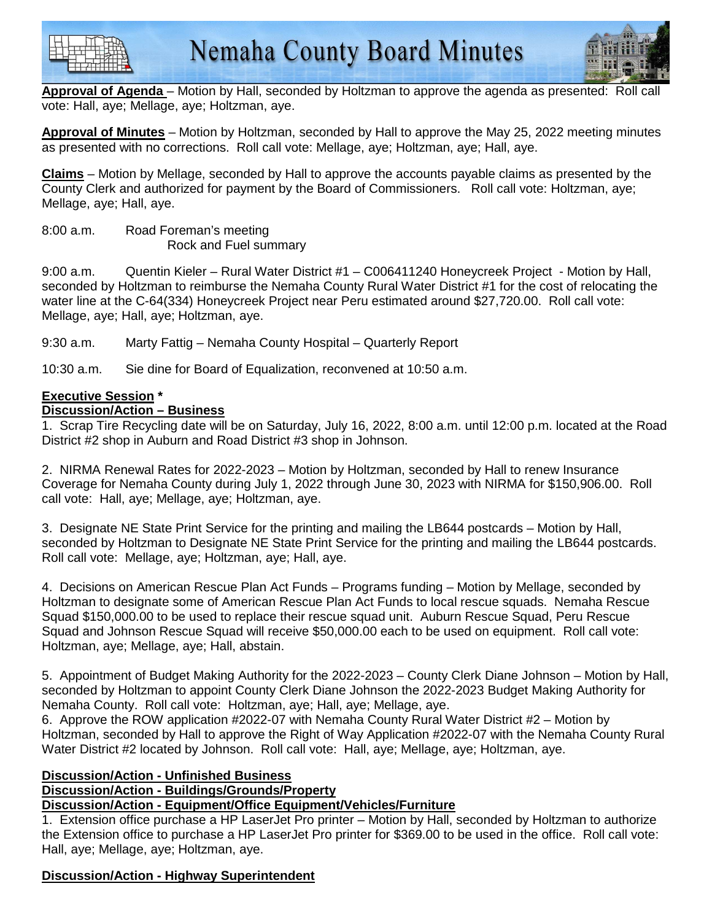**Approval of Agenda** – Motion by Hall, seconded by Holtzman to approve the agenda as presented: Roll call vote: Hall, aye; Mellage, aye; Holtzman, aye.

**Approval of Minutes** – Motion by Holtzman, seconded by Hall to approve the May 25, 2022 meeting minutes as presented with no corrections. Roll call vote: Mellage, aye; Holtzman, aye; Hall, aye.

**Claims** – Motion by Mellage, seconded by Hall to approve the accounts payable claims as presented by the County Clerk and authorized for payment by the Board of Commissioners. Roll call vote: Holtzman, aye; Mellage, aye; Hall, aye.

8:00 a.m. Road Foreman's meeting
Rock and Fuel summary

9:00 a.m. Quentin Kieler – Rural Water District #1 – C006411240 Honeycreek Project - Motion by Hall, seconded by Holtzman to reimburse the Nemaha County Rural Water District #1 for the cost of relocating the water line at the C-64(334) Honeycreek Project near Peru estimated around $27,720.00. Roll call vote: Mellage, aye; Hall, aye; Holtzman, aye.

9:30 a.m. Marty Fattig – Nemaha County Hospital – Quarterly Report

10:30 a.m. Sie dine for Board of Equalization, reconvened at 10:50 a.m.

**Executive Session \***

**Discussion/Action – Business**

1. Scrap Tire Recycling date will be on Saturday, July 16, 2022, 8:00 a.m. until 12:00 p.m. located at the Road District #2 shop in Auburn and Road District #3 shop in Johnson.

2. NIRMA Renewal Rates for 2022-2023 – Motion by Holtzman, seconded by Hall to renew Insurance Coverage for Nemaha County during July 1, 2022 through June 30, 2023 with NIRMA for $150,906.00. Roll call vote: Hall, aye; Mellage, aye; Holtzman, aye.

3. Designate NE State Print Service for the printing and mailing the LB644 postcards – Motion by Hall, seconded by Holtzman to Designate NE State Print Service for the printing and mailing the LB644 postcards. Roll call vote: Mellage, aye; Holtzman, aye; Hall, aye.

4. Decisions on American Rescue Plan Act Funds – Programs funding – Motion by Mellage, seconded by Holtzman to designate some of American Rescue Plan Act Funds to local rescue squads. Nemaha Rescue Squad $150,000.00 to be used to replace their rescue squad unit. Auburn Rescue Squad, Peru Rescue Squad and Johnson Rescue Squad will receive $50,000.00 each to be used on equipment. Roll call vote: Holtzman, aye; Mellage, aye; Hall, abstain.

5. Appointment of Budget Making Authority for the 2022-2023 – County Clerk Diane Johnson – Motion by Hall, seconded by Holtzman to appoint County Clerk Diane Johnson the 2022-2023 Budget Making Authority for Nemaha County. Roll call vote: Holtzman, aye; Hall, aye; Mellage, aye.

6. Approve the ROW application #2022-07 with Nemaha County Rural Water District #2 – Motion by Holtzman, seconded by Hall to approve the Right of Way Application #2022-07 with the Nemaha County Rural Water District #2 located by Johnson. Roll call vote: Hall, aye; Mellage, aye; Holtzman, aye.

**Discussion/Action - Unfinished Business**

**Discussion/Action - Buildings/Grounds/Property**

**Discussion/Action - Equipment/Office Equipment/Vehicles/Furniture**

1. Extension office purchase a HP LaserJet Pro printer – Motion by Hall, seconded by Holtzman to authorize the Extension office to purchase a HP LaserJet Pro printer for $369.00 to be used in the office. Roll call vote: Hall, aye; Mellage, aye; Holtzman, aye.

**Discussion/Action - Highway Superintendent**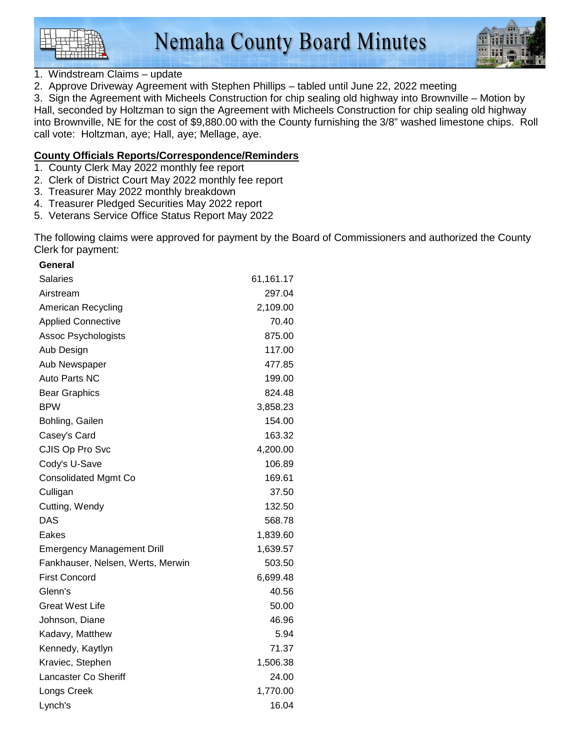1. Windstream Claims – update
2. Approve Driveway Agreement with Stephen Phillips – tabled until June 22, 2022 meeting
3. Sign the Agreement with Micheels Construction for chip sealing old highway into Brownville – Motion by Hall, seconded by Holtzman to sign the Agreement with Micheels Construction for chip sealing old highway into Brownville, NE for the cost of $9,880.00 with the County furnishing the 3/8" washed limestone chips. Roll call vote: Holtzman, aye; Hall, aye; Mellage, aye.

**County Officials Reports/Correspondence/Reminders**

1. County Clerk May 2022 monthly fee report
2. Clerk of District Court May 2022 monthly fee report
3. Treasurer May 2022 monthly breakdown
4. Treasurer Pledged Securities May 2022 report
5. Veterans Service Office Status Report May 2022

The following claims were approved for payment by the Board of Commissioners and authorized the County Clerk for payment:

| **General** | |
|---|---|
| Salaries | 61,161.17 |
| Airstream | 297.04 |
| American Recycling | 2,109.00 |
| Applied Connective | 70.40 |
| Assoc Psychologists | 875.00 |
| Aub Design | 117.00 |
| Aub Newspaper | 477.85 |
| Auto Parts NC | 199.00 |
| Bear Graphics | 824.48 |
| BPW | 3,858.23 |
| Bohling, Gailen | 154.00 |
| Casey's Card | 163.32 |
| CJIS Op Pro Svc | 4,200.00 |
| Cody's U-Save | 106.89 |
| Consolidated Mgmt Co | 169.61 |
| Culligan | 37.50 |
| Cutting, Wendy | 132.50 |
| DAS | 568.78 |
| Eakes | 1,839.60 |
| Emergency Management Drill | 1,639.57 |
| Fankhauser, Nelsen, Werts, Merwin | 503.50 |
| First Concord | 6,699.48 |
| Glenn's | 40.56 |
| Great West Life | 50.00 |
| Johnson, Diane | 46.96 |
| Kadavy, Matthew | 5.94 |
| Kennedy, Kaytlyn | 71.37 |
| Kraviec, Stephen | 1,506.38 |
| Lancaster Co Sheriff | 24.00 |
| Longs Creek | 1,770.00 |
| Lynch's | 16.04 |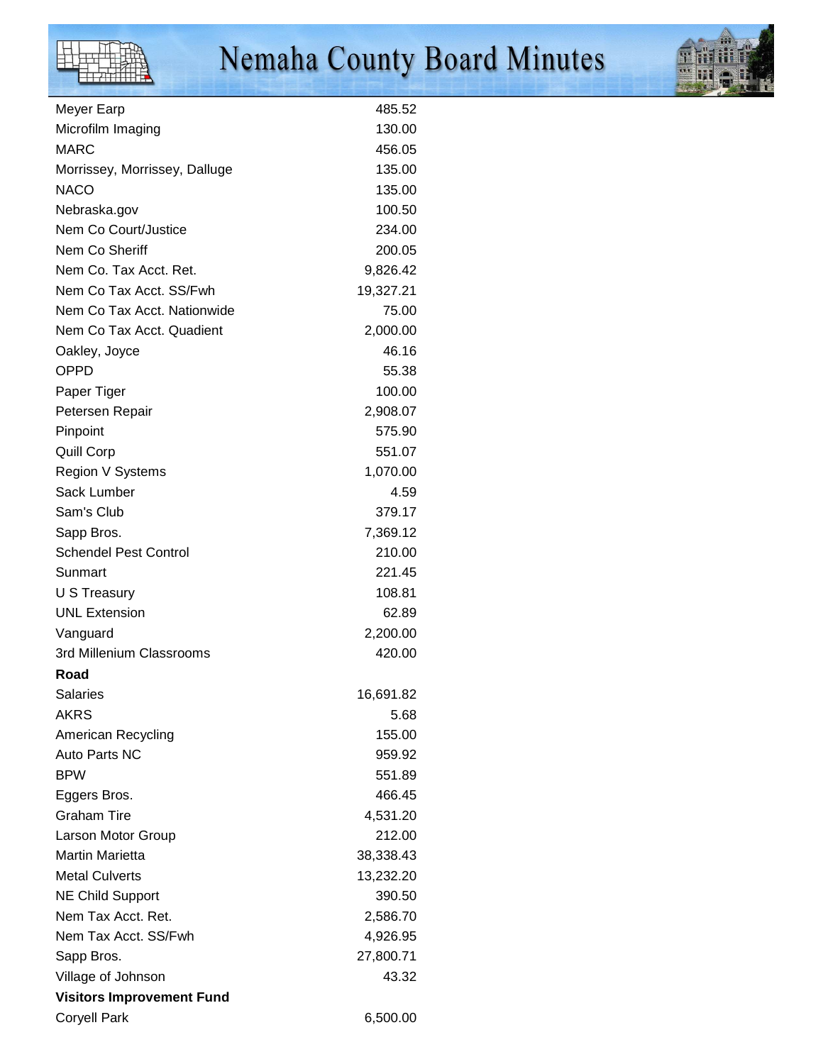| | |
|---|---|
| Meyer Earp | 485.52 |
| Microfilm Imaging | 130.00 |
| MARC | 456.05 |
| Morrissey, Morrissey, Dalluge | 135.00 |
| NACO | 135.00 |
| Nebraska.gov | 100.50 |
| Nem Co Court/Justice | 234.00 |
| Nem Co Sheriff | 200.05 |
| Nem Co. Tax Acct. Ret. | 9,826.42 |
| Nem Co Tax Acct. SS/Fwh | 19,327.21 |
| Nem Co Tax Acct. Nationwide | 75.00 |
| Nem Co Tax Acct. Quadient | 2,000.00 |
| Oakley, Joyce | 46.16 |
| OPPD | 55.38 |
| Paper Tiger | 100.00 |
| Petersen Repair | 2,908.07 |
| Pinpoint | 575.90 |
| Quill Corp | 551.07 |
| Region V Systems | 1,070.00 |
| Sack Lumber | 4.59 |
| Sam's Club | 379.17 |
| Sapp Bros. | 7,369.12 |
| Schendel Pest Control | 210.00 |
| Sunmart | 221.45 |
| U S Treasury | 108.81 |
| UNL Extension | 62.89 |
| Vanguard | 2,200.00 |
| 3rd Millenium Classrooms | 420.00 |
| **Road** | |
| Salaries | 16,691.82 |
| AKRS | 5.68 |
| American Recycling | 155.00 |
| Auto Parts NC | 959.92 |
| BPW | 551.89 |
| Eggers Bros. | 466.45 |
| Graham Tire | 4,531.20 |
| Larson Motor Group | 212.00 |
| Martin Marietta | 38,338.43 |
| Metal Culverts | 13,232.20 |
| NE Child Support | 390.50 |
| Nem Tax Acct. Ret. | 2,586.70 |
| Nem Tax Acct. SS/Fwh | 4,926.95 |
| Sapp Bros. | 27,800.71 |
| Village of Johnson | 43.32 |
| **Visitors Improvement Fund** | |
| Coryell Park | 6,500.00 |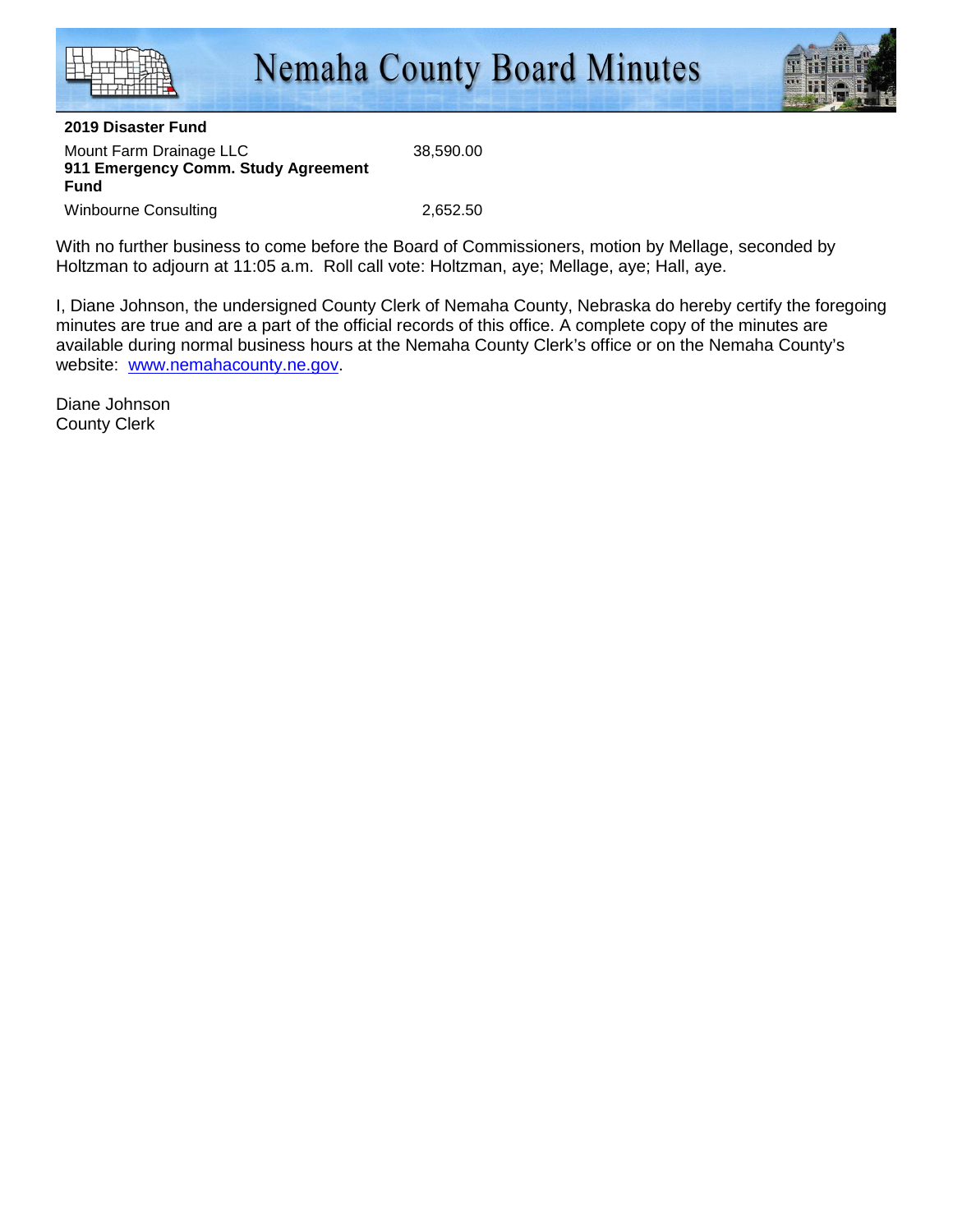| | |
|---|---|
| **2019 Disaster Fund** | |
| Mount Farm Drainage LLC | 38,590.00 |
| **911 Emergency Comm. Study Agreement Fund** | |
| Winbourne Consulting | 2,652.50 |

With no further business to come before the Board of Commissioners, motion by Mellage, seconded by Holtzman to adjourn at 11:05 a.m. Roll call vote: Holtzman, aye; Mellage, aye; Hall, aye.

I, Diane Johnson, the undersigned County Clerk of Nemaha County, Nebraska do hereby certify the foregoing minutes are true and are a part of the official records of this office. A complete copy of the minutes are available during normal business hours at the Nemaha County Clerk's office or on the Nemaha County's website: www.nemahacounty.ne.gov.

Diane Johnson
County Clerk